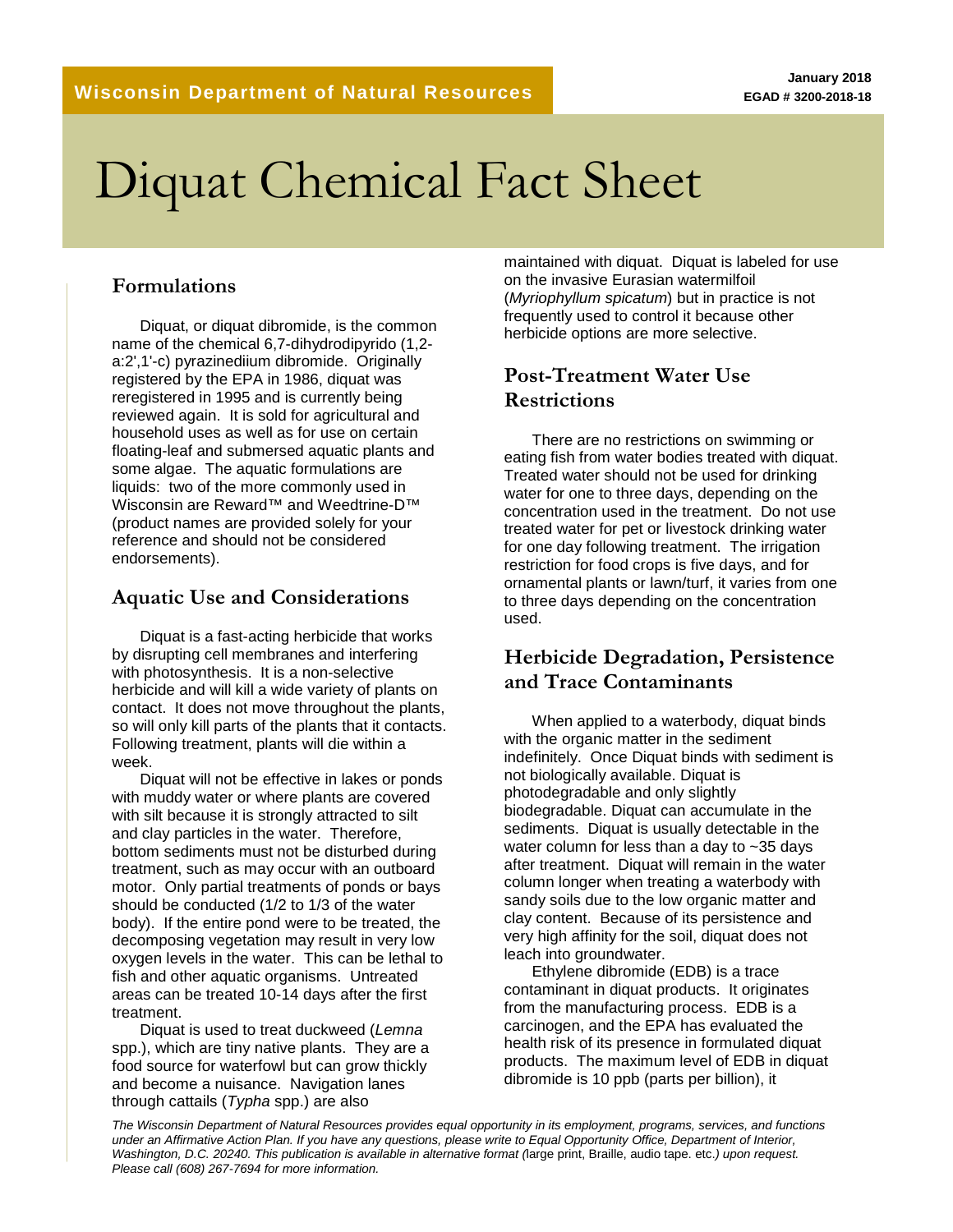Wisconsin Department of Natural Resources

January 2018
EGAD # 3200-2018-18

# Diquat Chemical Fact Sheet

## Formulations

Diquat, or diquat dibromide, is the common name of the chemical 6,7-dihydrodipyrido (1,2-a:2',1'-c) pyrazinediium dibromide. Originally registered by the EPA in 1986, diquat was reregistered in 1995 and is currently being reviewed again. It is sold for agricultural and household uses as well as for use on certain floating-leaf and submersed aquatic plants and some algae. The aquatic formulations are liquids: two of the more commonly used in Wisconsin are Reward™ and Weedtrine-D™ (product names are provided solely for your reference and should not be considered endorsements).

## Aquatic Use and Considerations

Diquat is a fast-acting herbicide that works by disrupting cell membranes and interfering with photosynthesis. It is a non-selective herbicide and will kill a wide variety of plants on contact. It does not move throughout the plants, so will only kill parts of the plants that it contacts. Following treatment, plants will die within a week.

Diquat will not be effective in lakes or ponds with muddy water or where plants are covered with silt because it is strongly attracted to silt and clay particles in the water. Therefore, bottom sediments must not be disturbed during treatment, such as may occur with an outboard motor. Only partial treatments of ponds or bays should be conducted (1/2 to 1/3 of the water body). If the entire pond were to be treated, the decomposing vegetation may result in very low oxygen levels in the water. This can be lethal to fish and other aquatic organisms. Untreated areas can be treated 10-14 days after the first treatment.

Diquat is used to treat duckweed (*Lemna* spp.), which are tiny native plants. They are a food source for waterfowl but can grow thickly and become a nuisance. Navigation lanes through cattails (*Typha* spp.) are also maintained with diquat. Diquat is labeled for use on the invasive Eurasian watermilfoil (*Myriophyllum spicatum*) but in practice is not frequently used to control it because other herbicide options are more selective.

## Post-Treatment Water Use Restrictions

There are no restrictions on swimming or eating fish from water bodies treated with diquat. Treated water should not be used for drinking water for one to three days, depending on the concentration used in the treatment. Do not use treated water for pet or livestock drinking water for one day following treatment. The irrigation restriction for food crops is five days, and for ornamental plants or lawn/turf, it varies from one to three days depending on the concentration used.

## Herbicide Degradation, Persistence and Trace Contaminants

When applied to a waterbody, diquat binds with the organic matter in the sediment indefinitely. Once Diquat binds with sediment is not biologically available. Diquat is photodegradable and only slightly biodegradable. Diquat can accumulate in the sediments. Diquat is usually detectable in the water column for less than a day to ~35 days after treatment. Diquat will remain in the water column longer when treating a waterbody with sandy soils due to the low organic matter and clay content. Because of its persistence and very high affinity for the soil, diquat does not leach into groundwater.

Ethylene dibromide (EDB) is a trace contaminant in diquat products. It originates from the manufacturing process. EDB is a carcinogen, and the EPA has evaluated the health risk of its presence in formulated diquat products. The maximum level of EDB in diquat dibromide is 10 ppb (parts per billion), it

*The Wisconsin Department of Natural Resources provides equal opportunity in its employment, programs, services, and functions under an Affirmative Action Plan. If you have any questions, please write to Equal Opportunity Office, Department of Interior, Washington, D.C. 20240. This publication is available in alternative format (*large print, Braille, audio tape. etc.*) upon request. Please call (608) 267-7694 for more information.*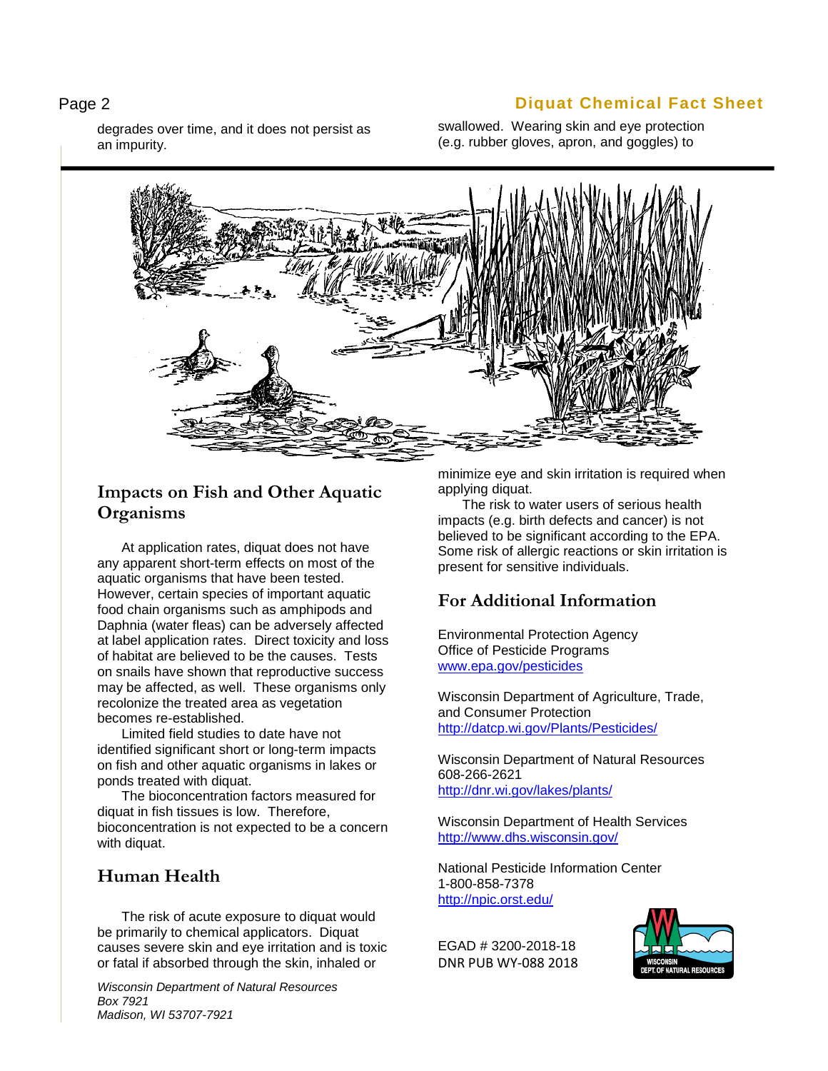degrades over time, and it does not persist as an impurity.

swallowed. Wearing skin and eye protection (e.g. rubber gloves, apron, and goggles) to minimize eye and skin irritation is required when applying diquat.

The risk to water users of serious health impacts (e.g. birth defects and cancer) is not believed to be significant according to the EPA. Some risk of allergic reactions or skin irritation is present for sensitive individuals.

## Impacts on Fish and Other Aquatic Organisms

At application rates, diquat does not have any apparent short-term effects on most of the aquatic organisms that have been tested. However, certain species of important aquatic food chain organisms such as amphipods and Daphnia (water fleas) can be adversely affected at label application rates. Direct toxicity and loss of habitat are believed to be the causes. Tests on snails have shown that reproductive success may be affected, as well. These organisms only recolonize the treated area as vegetation becomes re-established.

Limited field studies to date have not identified significant short or long-term impacts on fish and other aquatic organisms in lakes or ponds treated with diquat.

The bioconcentration factors measured for diquat in fish tissues is low. Therefore, bioconcentration is not expected to be a concern with diquat.

## Human Health

The risk of acute exposure to diquat would be primarily to chemical applicators. Diquat causes severe skin and eye irritation and is toxic or fatal if absorbed through the skin, inhaled or swallowed.

## For Additional Information

Environmental Protection Agency
Office of Pesticide Programs
www.epa.gov/pesticides

Wisconsin Department of Agriculture, Trade, and Consumer Protection
http://datcp.wi.gov/Plants/Pesticides/

Wisconsin Department of Natural Resources
608-266-2621
http://dnr.wi.gov/lakes/plants/

Wisconsin Department of Health Services
http://www.dhs.wisconsin.gov/

National Pesticide Information Center
1-800-858-7378
http://npic.orst.edu/

*Wisconsin Department of Natural Resources*
*Box 7921*
*Madison, WI 53707-7921*

EGAD # 3200-2018-18
DNR PUB WY-088 2018